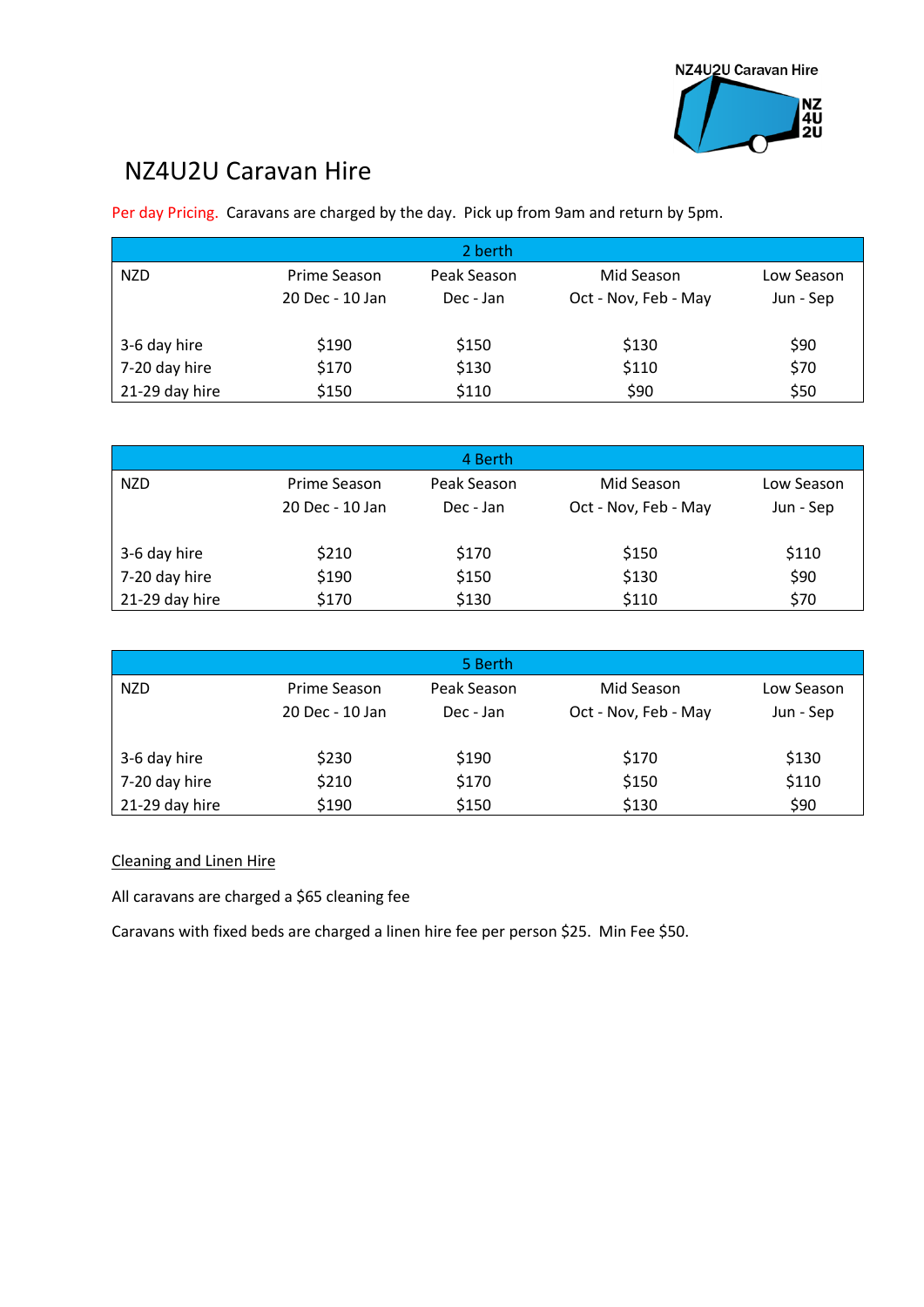NZ4U2U Caravan Hire

# NZ4U2U Caravan Hire

Per day Pricing. Caravans are charged by the day. Pick up from 9am and return by 5pm.

| 2 berth | | | | |
|---|---|---|---|---|
| NZD | Prime Season<br>20 Dec - 10 Jan | Peak Season<br>Dec - Jan | Mid Season<br>Oct - Nov, Feb - May | Low Season<br>Jun - Sep |
| 3-6 day hire | $190 | $150 | $130 | $90 |
| 7-20 day hire | $170 | $130 | $110 | $70 |
| 21-29 day hire | $150 | $110 | $90 | $50 |

| 4 Berth | | | | |
|---|---|---|---|---|
| NZD | Prime Season<br>20 Dec - 10 Jan | Peak Season<br>Dec - Jan | Mid Season<br>Oct - Nov, Feb - May | Low Season<br>Jun - Sep |
| 3-6 day hire | $210 | $170 | $150 | $110 |
| 7-20 day hire | $190 | $150 | $130 | $90 |
| 21-29 day hire | $170 | $130 | $110 | $70 |

| 5 Berth | | | | |
|---|---|---|---|---|
| NZD | Prime Season<br>20 Dec - 10 Jan | Peak Season<br>Dec - Jan | Mid Season<br>Oct - Nov, Feb - May | Low Season<br>Jun - Sep |
| 3-6 day hire | $230 | $190 | $170 | $130 |
| 7-20 day hire | $210 | $170 | $150 | $110 |
| 21-29 day hire | $190 | $150 | $130 | $90 |

## Cleaning and Linen Hire

All caravans are charged a $65 cleaning fee

Caravans with fixed beds are charged a linen hire fee per person $25. Min Fee $50.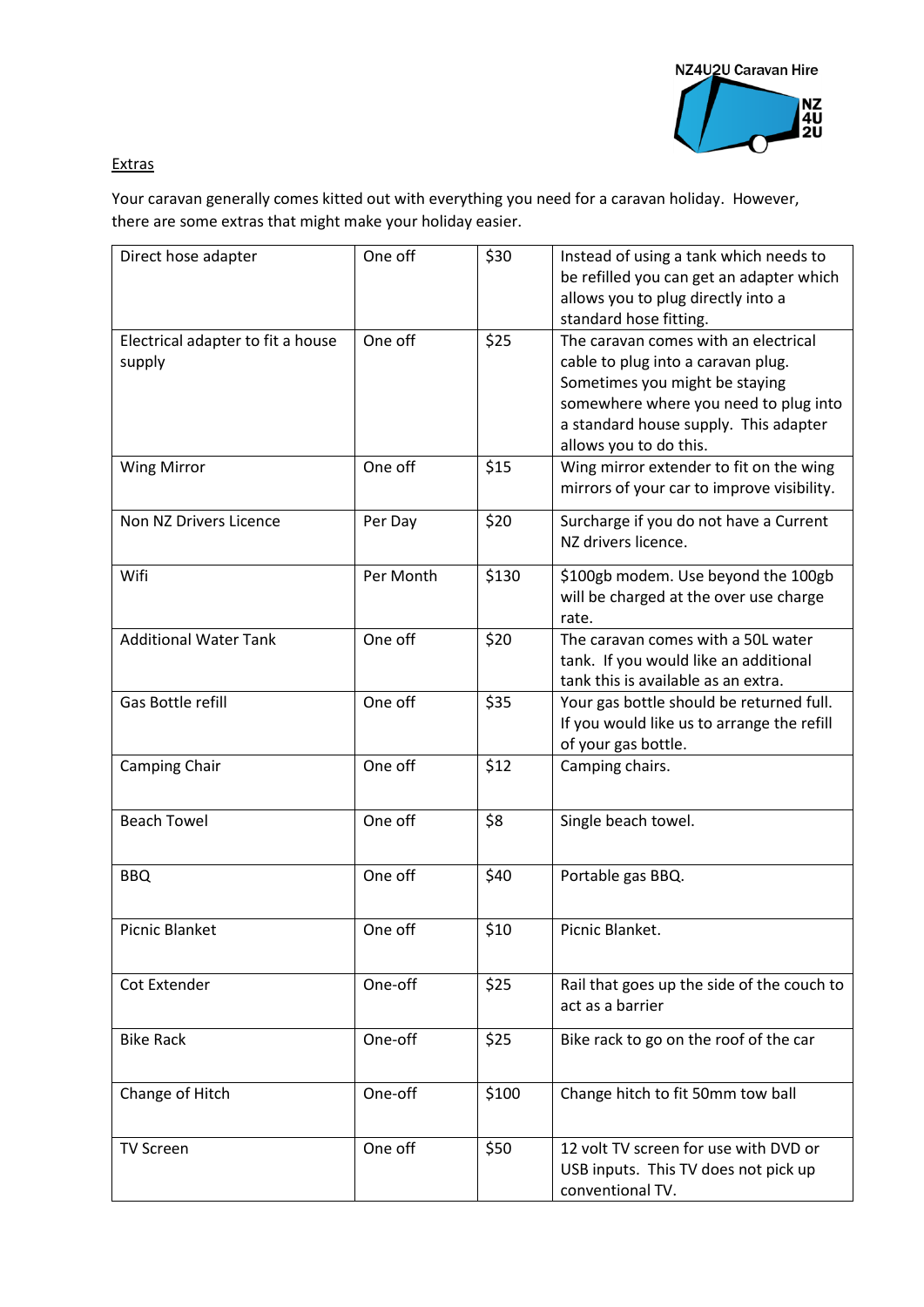NZ4U2U Caravan Hire

Extras

Your caravan generally comes kitted out with everything you need for a caravan holiday. However, there are some extras that might make your holiday easier.

| | | | |
|---|---|---|---|
| Direct hose adapter | One off | $30 | Instead of using a tank which needs to be refilled you can get an adapter which allows you to plug directly into a standard hose fitting. |
| Electrical adapter to fit a house supply | One off | $25 | The caravan comes with an electrical cable to plug into a caravan plug. Sometimes you might be staying somewhere where you need to plug into a standard house supply. This adapter allows you to do this. |
| Wing Mirror | One off | $15 | Wing mirror extender to fit on the wing mirrors of your car to improve visibility. |
| Non NZ Drivers Licence | Per Day | $20 | Surcharge if you do not have a Current NZ drivers licence. |
| Wifi | Per Month | $130 | $100gb modem. Use beyond the 100gb will be charged at the over use charge rate. |
| Additional Water Tank | One off | $20 | The caravan comes with a 50L water tank. If you would like an additional tank this is available as an extra. |
| Gas Bottle refill | One off | $35 | Your gas bottle should be returned full. If you would like us to arrange the refill of your gas bottle. |
| Camping Chair | One off | $12 | Camping chairs. |
| Beach Towel | One off | $8 | Single beach towel. |
| BBQ | One off | $40 | Portable gas BBQ. |
| Picnic Blanket | One off | $10 | Picnic Blanket. |
| Cot Extender | One-off | $25 | Rail that goes up the side of the couch to act as a barrier |
| Bike Rack | One-off | $25 | Bike rack to go on the roof of the car |
| Change of Hitch | One-off | $100 | Change hitch to fit 50mm tow ball |
| TV Screen | One off | $50 | 12 volt TV screen for use with DVD or USB inputs. This TV does not pick up conventional TV. |